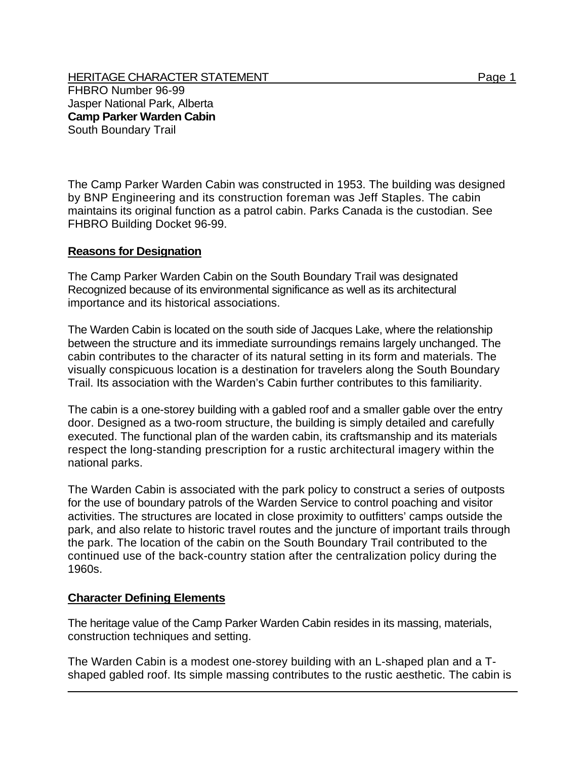HERITAGE CHARACTER STATEMENT

FHBRO Number 96-99
Jasper National Park, Alberta
**Camp Parker Warden Cabin**
South Boundary Trail

The Camp Parker Warden Cabin was constructed in 1953. The building was designed by BNP Engineering and its construction foreman was Jeff Staples. The cabin maintains its original function as a patrol cabin. Parks Canada is the custodian. See FHBRO Building Docket 96-99.

## Reasons for Designation

The Camp Parker Warden Cabin on the South Boundary Trail was designated Recognized because of its environmental significance as well as its architectural importance and its historical associations.

The Warden Cabin is located on the south side of Jacques Lake, where the relationship between the structure and its immediate surroundings remains largely unchanged. The cabin contributes to the character of its natural setting in its form and materials. The visually conspicuous location is a destination for travelers along the South Boundary Trail. Its association with the Warden's Cabin further contributes to this familiarity.

The cabin is a one-storey building with a gabled roof and a smaller gable over the entry door. Designed as a two-room structure, the building is simply detailed and carefully executed. The functional plan of the warden cabin, its craftsmanship and its materials respect the long-standing prescription for a rustic architectural imagery within the national parks.

The Warden Cabin is associated with the park policy to construct a series of outposts for the use of boundary patrols of the Warden Service to control poaching and visitor activities. The structures are located in close proximity to outfitters' camps outside the park, and also relate to historic travel routes and the juncture of important trails through the park. The location of the cabin on the South Boundary Trail contributed to the continued use of the back-country station after the centralization policy during the 1960s.

## Character Defining Elements

The heritage value of the Camp Parker Warden Cabin resides in its massing, materials, construction techniques and setting.

The Warden Cabin is a modest one-storey building with an L-shaped plan and a T-shaped gabled roof. Its simple massing contributes to the rustic aesthetic. The cabin is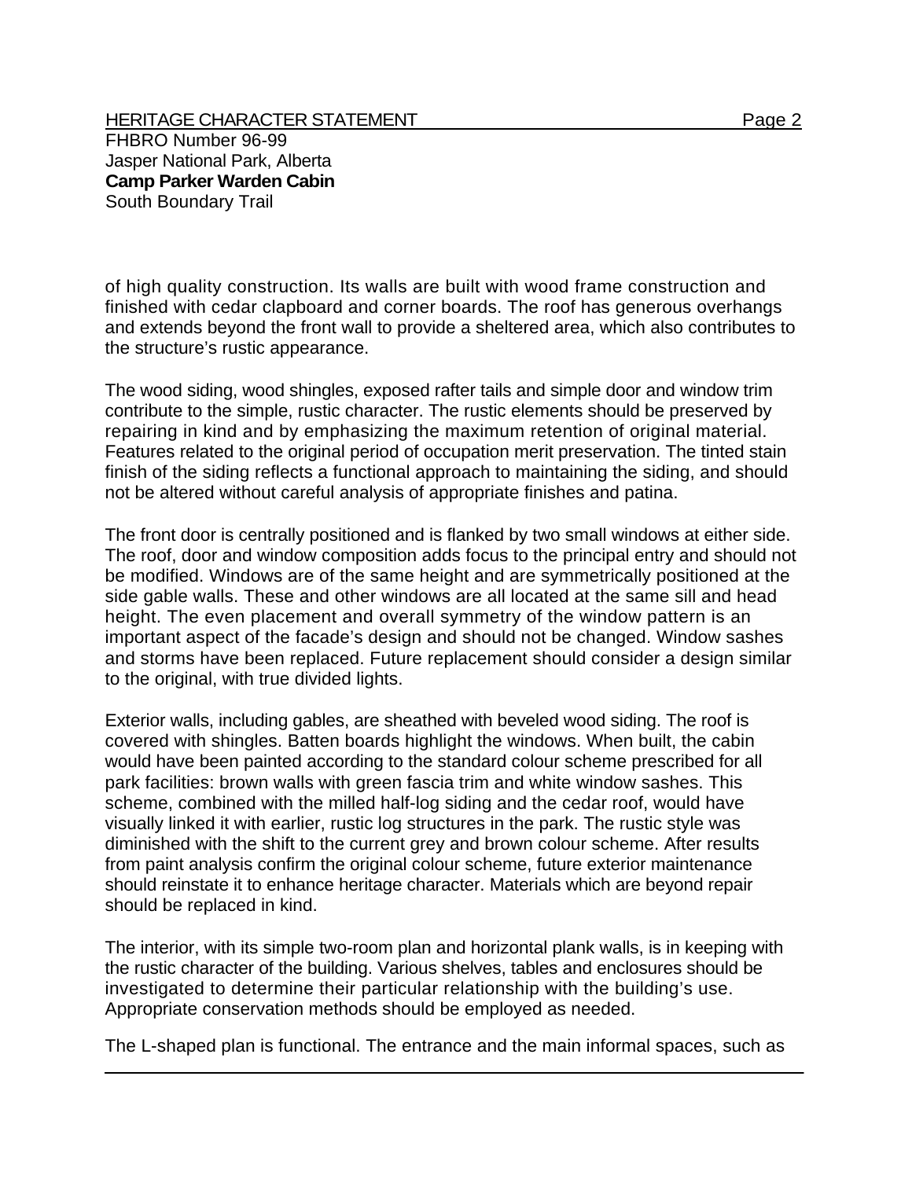of high quality construction. Its walls are built with wood frame construction and finished with cedar clapboard and corner boards. The roof has generous overhangs and extends beyond the front wall to provide a sheltered area, which also contributes to the structure's rustic appearance.

The wood siding, wood shingles, exposed rafter tails and simple door and window trim contribute to the simple, rustic character. The rustic elements should be preserved by repairing in kind and by emphasizing the maximum retention of original material. Features related to the original period of occupation merit preservation. The tinted stain finish of the siding reflects a functional approach to maintaining the siding, and should not be altered without careful analysis of appropriate finishes and patina.

The front door is centrally positioned and is flanked by two small windows at either side. The roof, door and window composition adds focus to the principal entry and should not be modified. Windows are of the same height and are symmetrically positioned at the side gable walls. These and other windows are all located at the same sill and head height. The even placement and overall symmetry of the window pattern is an important aspect of the facade's design and should not be changed. Window sashes and storms have been replaced. Future replacement should consider a design similar to the original, with true divided lights.

Exterior walls, including gables, are sheathed with beveled wood siding. The roof is covered with shingles. Batten boards highlight the windows. When built, the cabin would have been painted according to the standard colour scheme prescribed for all park facilities: brown walls with green fascia trim and white window sashes. This scheme, combined with the milled half-log siding and the cedar roof, would have visually linked it with earlier, rustic log structures in the park. The rustic style was diminished with the shift to the current grey and brown colour scheme. After results from paint analysis confirm the original colour scheme, future exterior maintenance should reinstate it to enhance heritage character. Materials which are beyond repair should be replaced in kind.

The interior, with its simple two-room plan and horizontal plank walls, is in keeping with the rustic character of the building. Various shelves, tables and enclosures should be investigated to determine their particular relationship with the building's use. Appropriate conservation methods should be employed as needed.

The L-shaped plan is functional. The entrance and the main informal spaces, such as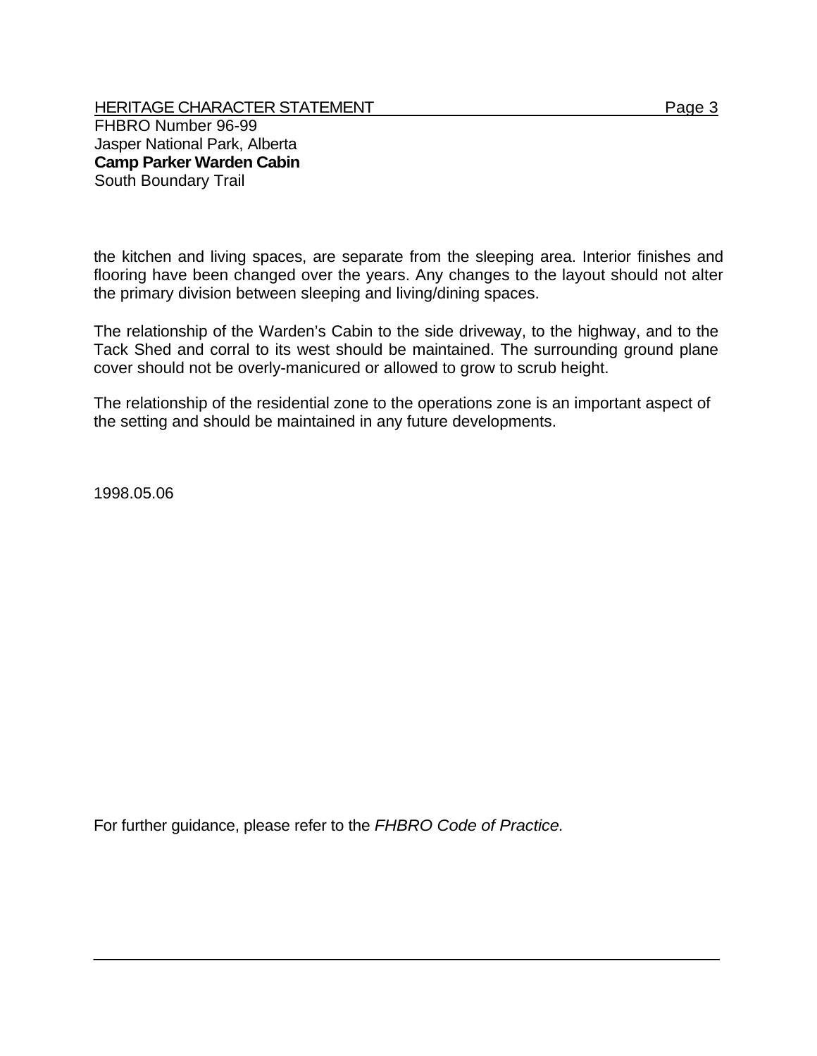the kitchen and living spaces, are separate from the sleeping area. Interior finishes and flooring have been changed over the years. Any changes to the layout should not alter the primary division between sleeping and living/dining spaces.

The relationship of the Warden's Cabin to the side driveway, to the highway, and to the Tack Shed and corral to its west should be maintained. The surrounding ground plane cover should not be overly-manicured or allowed to grow to scrub height.

The relationship of the residential zone to the operations zone is an important aspect of the setting and should be maintained in any future developments.

1998.05.06

For further guidance, please refer to the *FHBRO Code of Practice.*